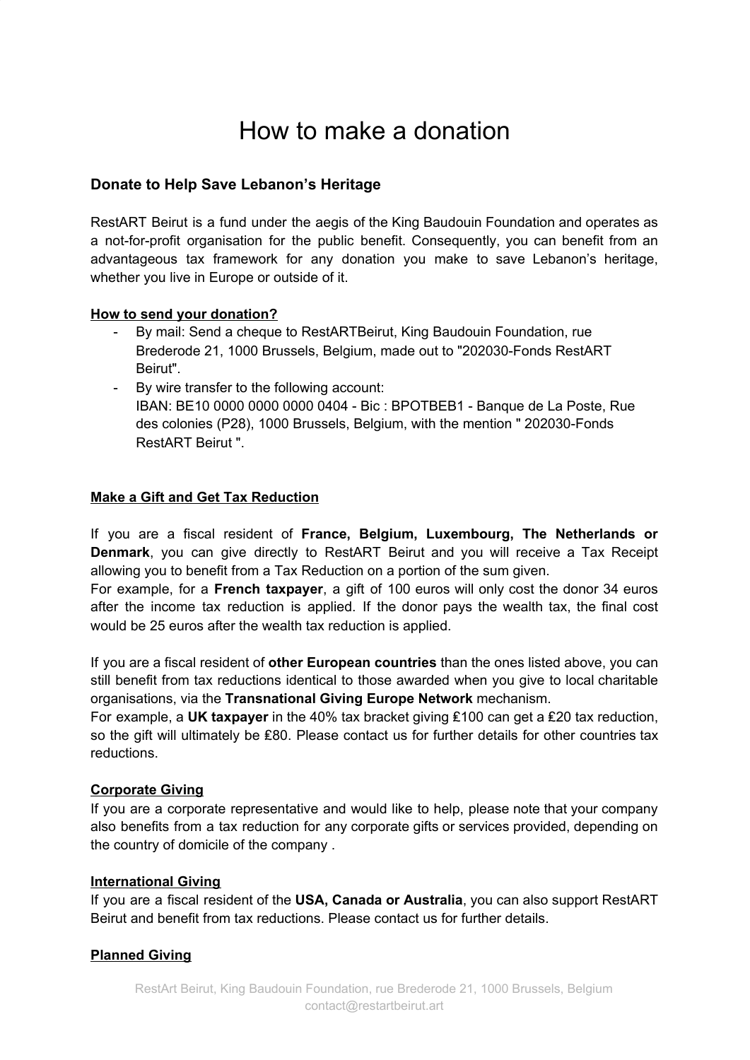# How to make a donation

### Donate to Help Save Lebanon's Heritage

RestART Beirut is a fund under the aegis of the King Baudouin Foundation and operates as a not-for-profit organisation for the public benefit. Consequently, you can benefit from an advantageous tax framework for any donation you make to save Lebanon's heritage, whether you live in Europe or outside of it.

**How to send your donation?**

- By mail: Send a cheque to RestARTBeirut, King Baudouin Foundation, rue Brederode 21, 1000 Brussels, Belgium, made out to "202030-Fonds RestART Beirut".
- By wire transfer to the following account:
  IBAN: BE10 0000 0000 0000 0404 - Bic : BPOTBEB1 - Banque de La Poste, Rue des colonies (P28), 1000 Brussels, Belgium, with the mention " 202030-Fonds RestART Beirut ".

**Make a Gift and Get Tax Reduction**

If you are a fiscal resident of **France, Belgium, Luxembourg, The Netherlands or Denmark**, you can give directly to RestART Beirut and you will receive a Tax Receipt allowing you to benefit from a Tax Reduction on a portion of the sum given.
For example, for a **French taxpayer**, a gift of 100 euros will only cost the donor 34 euros after the income tax reduction is applied. If the donor pays the wealth tax, the final cost would be 25 euros after the wealth tax reduction is applied.

If you are a fiscal resident of **other European countries** than the ones listed above, you can still benefit from tax reductions identical to those awarded when you give to local charitable organisations, via the **Transnational Giving Europe Network** mechanism.
For example, a **UK taxpayer** in the 40% tax bracket giving ₤100 can get a ₤20 tax reduction, so the gift will ultimately be ₤80. Please contact us for further details for other countries tax reductions.

**Corporate Giving**

If you are a corporate representative and would like to help, please note that your company also benefits from a tax reduction for any corporate gifts or services provided, depending on the country of domicile of the company .

**International Giving**

If you are a fiscal resident of the **USA, Canada or Australia**, you can also support RestART Beirut and benefit from tax reductions. Please contact us for further details.

**Planned Giving**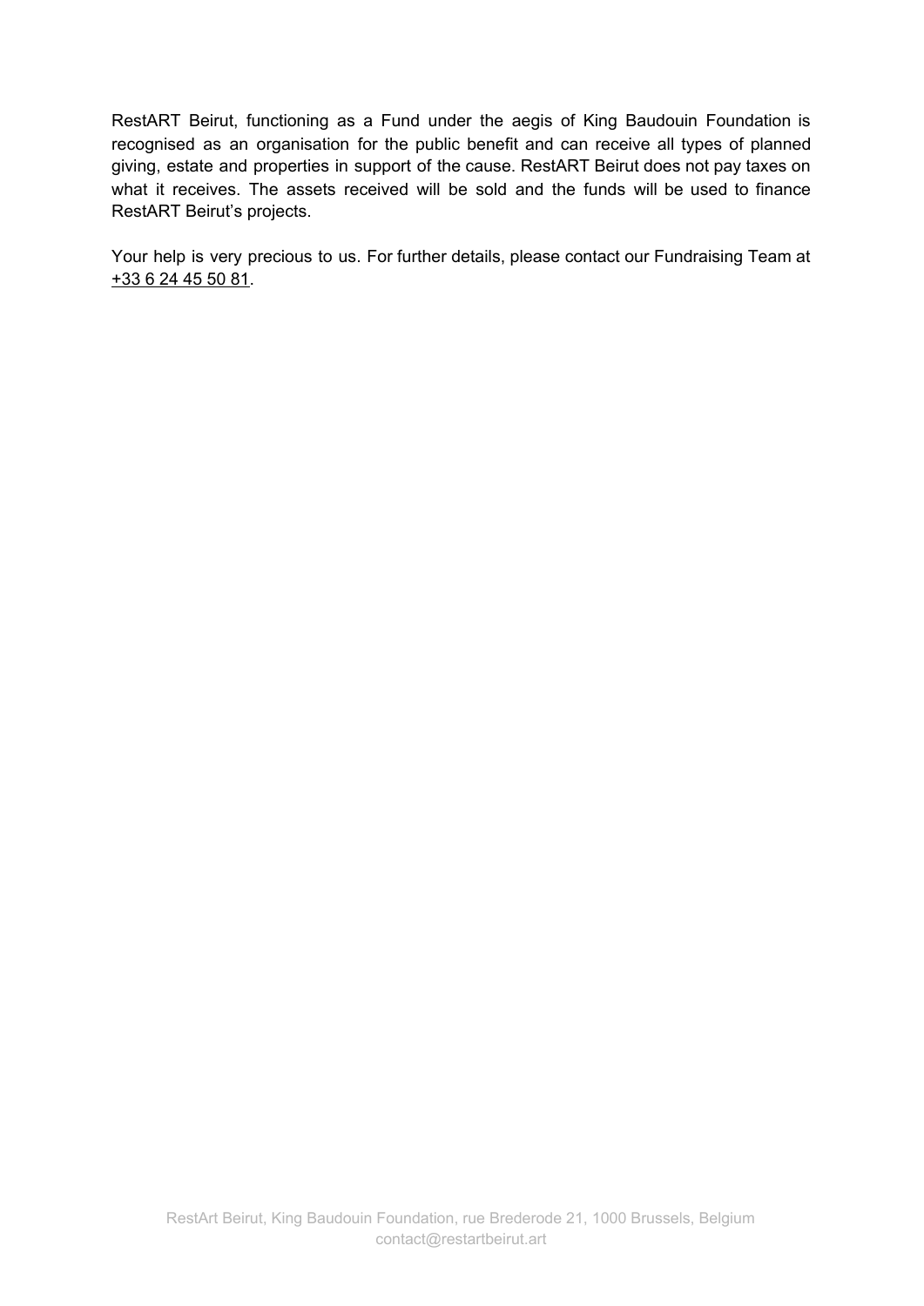RestART Beirut, functioning as a Fund under the aegis of King Baudouin Foundation is recognised as an organisation for the public benefit and can receive all types of planned giving, estate and properties in support of the cause. RestART Beirut does not pay taxes on what it receives. The assets received will be sold and the funds will be used to finance RestART Beirut's projects.

Your help is very precious to us. For further details, please contact our Fundraising Team at +33 6 24 45 50 81.